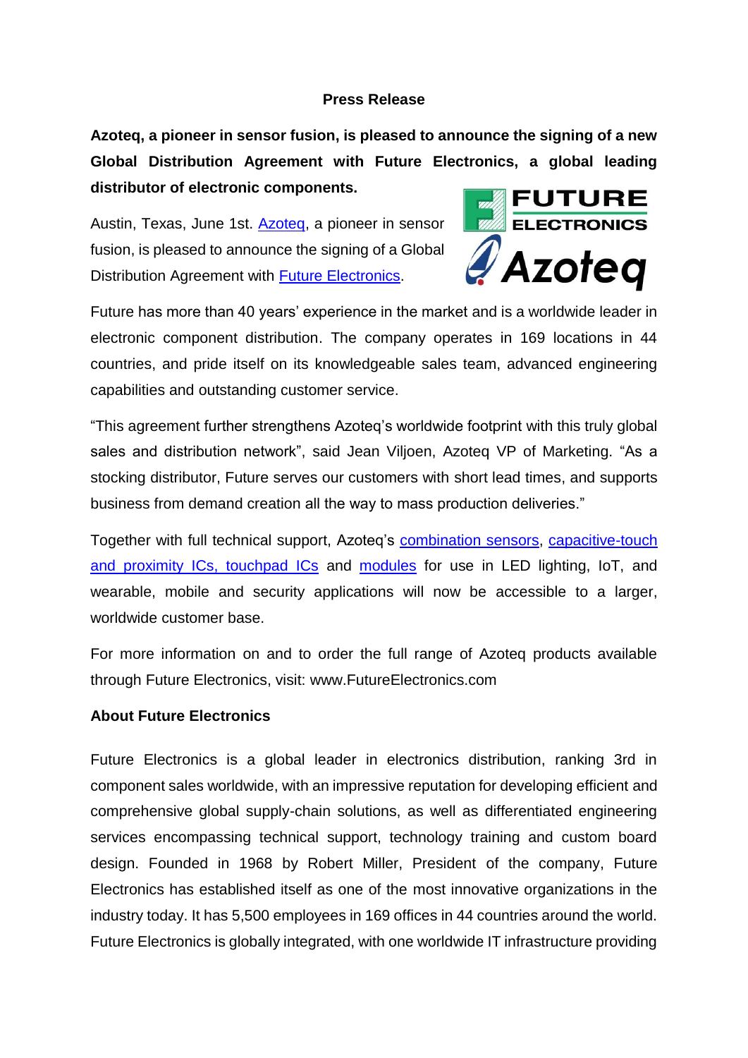## Press Release

**Azoteq, a pioneer in sensor fusion, is pleased to announce the signing of a new Global Distribution Agreement with Future Electronics, a global leading distributor of electronic components.**

Austin, Texas, June 1st. Azoteq, a pioneer in sensor fusion, is pleased to announce the signing of a Global Distribution Agreement with Future Electronics.

Future has more than 40 years' experience in the market and is a worldwide leader in electronic component distribution. The company operates in 169 locations in 44 countries, and pride itself on its knowledgeable sales team, advanced engineering capabilities and outstanding customer service.

"This agreement further strengthens Azoteq's worldwide footprint with this truly global sales and distribution network", said Jean Viljoen, Azoteq VP of Marketing. "As a stocking distributor, Future serves our customers with short lead times, and supports business from demand creation all the way to mass production deliveries."

Together with full technical support, Azoteq's combination sensors, capacitive-touch and proximity ICs, touchpad ICs and modules for use in LED lighting, IoT, and wearable, mobile and security applications will now be accessible to a larger, worldwide customer base.

For more information on and to order the full range of Azoteq products available through Future Electronics, visit: www.FutureElectronics.com

**About Future Electronics**

Future Electronics is a global leader in electronics distribution, ranking 3rd in component sales worldwide, with an impressive reputation for developing efficient and comprehensive global supply-chain solutions, as well as differentiated engineering services encompassing technical support, technology training and custom board design. Founded in 1968 by Robert Miller, President of the company, Future Electronics has established itself as one of the most innovative organizations in the industry today. It has 5,500 employees in 169 offices in 44 countries around the world. Future Electronics is globally integrated, with one worldwide IT infrastructure providing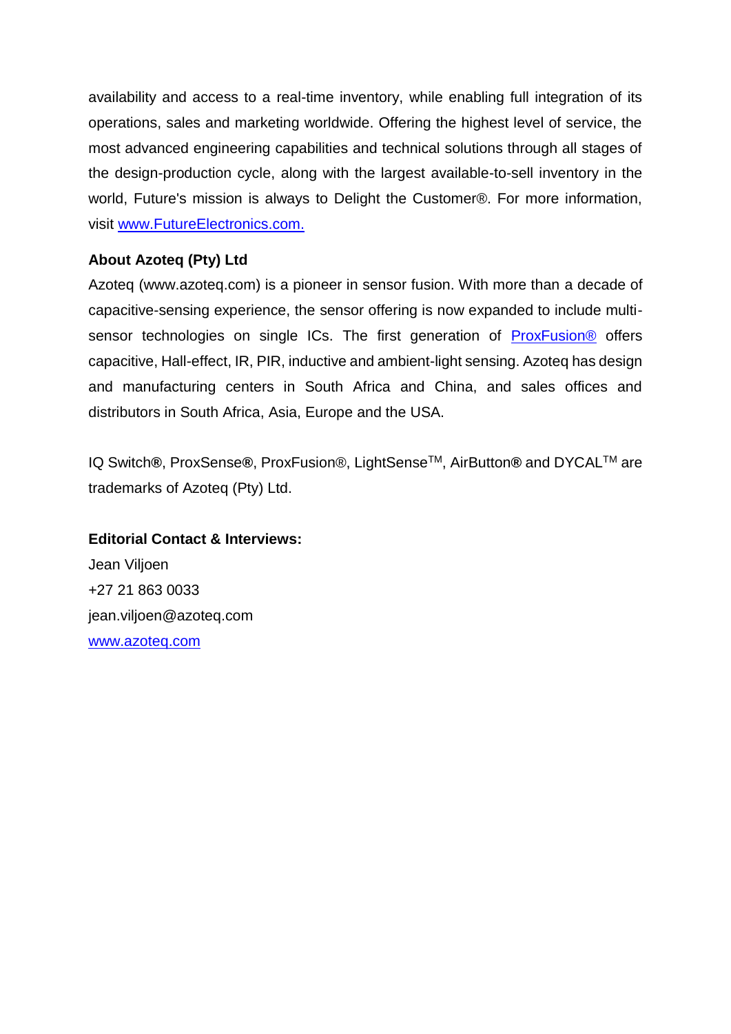availability and access to a real-time inventory, while enabling full integration of its operations, sales and marketing worldwide. Offering the highest level of service, the most advanced engineering capabilities and technical solutions through all stages of the design-production cycle, along with the largest available-to-sell inventory in the world, Future's mission is always to Delight the Customer®. For more information, visit www.FutureElectronics.com.

**About Azoteq (Pty) Ltd**

Azoteq (www.azoteq.com) is a pioneer in sensor fusion. With more than a decade of capacitive-sensing experience, the sensor offering is now expanded to include multi-sensor technologies on single ICs. The first generation of ProxFusion® offers capacitive, Hall-effect, IR, PIR, inductive and ambient-light sensing. Azoteq has design and manufacturing centers in South Africa and China, and sales offices and distributors in South Africa, Asia, Europe and the USA.

IQ Switch®, ProxSense®, ProxFusion®, LightSense™, AirButton® and DYCAL™ are trademarks of Azoteq (Pty) Ltd.

**Editorial Contact & Interviews:**

Jean Viljoen  
+27 21 863 0033  
jean.viljoen@azoteq.com  
www.azoteq.com